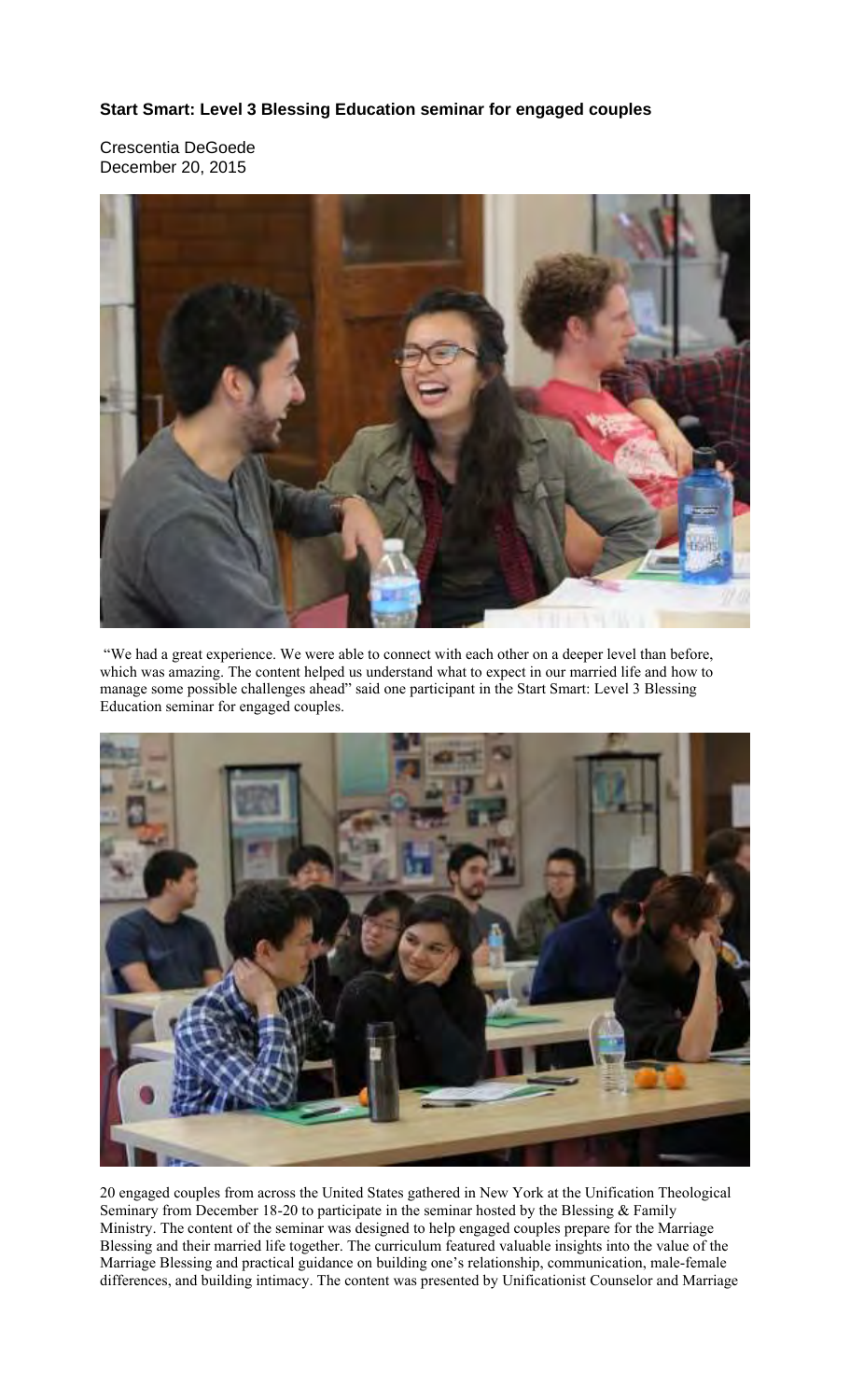**Start Smart: Level 3 Blessing Education seminar for engaged couples**

Crescentia DeGoede
December 20, 2015

"We had a great experience. We were able to connect with each other on a deeper level than before, which was amazing. The content helped us understand what to expect in our married life and how to manage some possible challenges ahead" said one participant in the Start Smart: Level 3 Blessing Education seminar for engaged couples.

20 engaged couples from across the United States gathered in New York at the Unification Theological Seminary from December 18-20 to participate in the seminar hosted by the Blessing & Family Ministry. The content of the seminar was designed to help engaged couples prepare for the Marriage Blessing and their married life together. The curriculum featured valuable insights into the value of the Marriage Blessing and practical guidance on building one's relationship, communication, male-female differences, and building intimacy. The content was presented by Unificationist Counselor and Marriage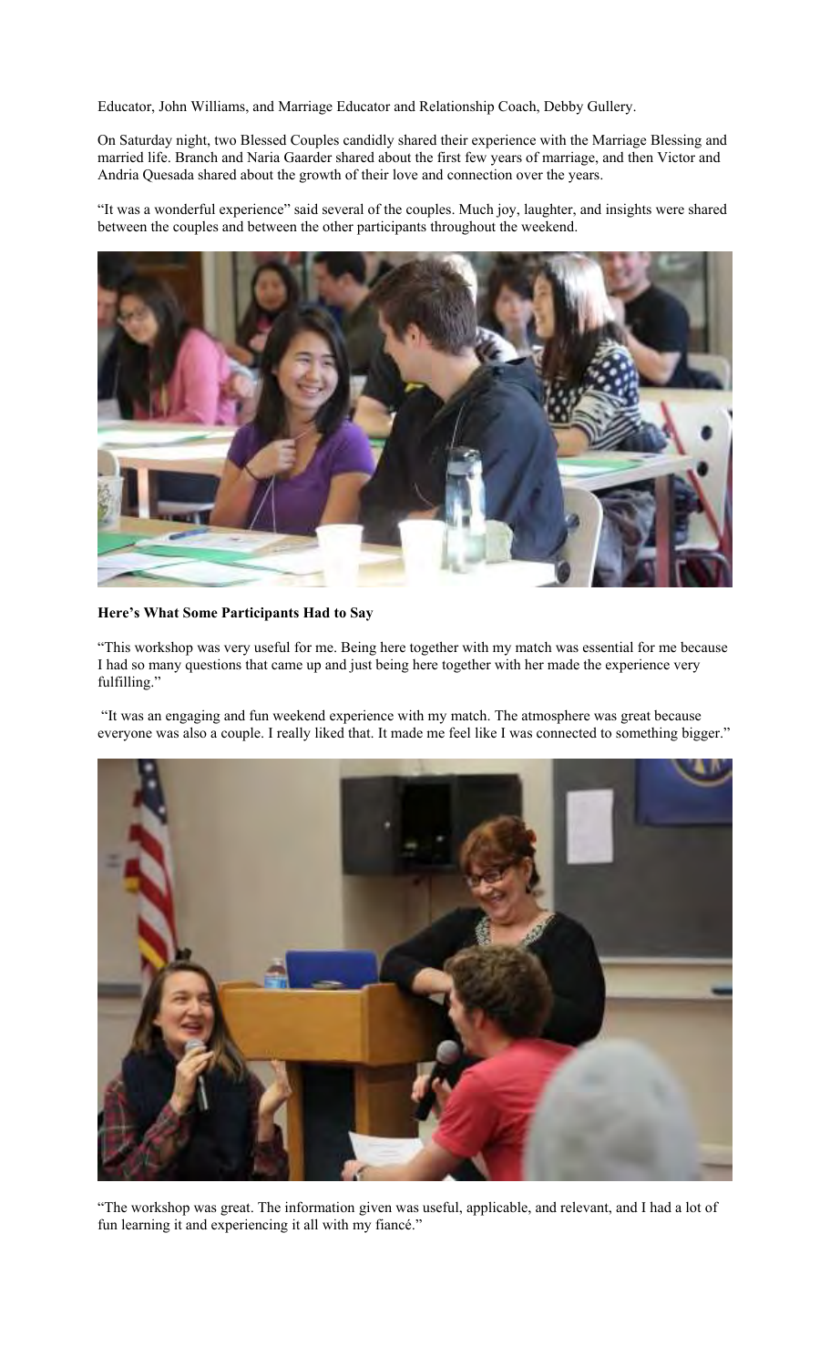Educator, John Williams, and Marriage Educator and Relationship Coach, Debby Gullery.

On Saturday night, two Blessed Couples candidly shared their experience with the Marriage Blessing and married life. Branch and Naria Gaarder shared about the first few years of marriage, and then Victor and Andria Quesada shared about the growth of their love and connection over the years.

"It was a wonderful experience" said several of the couples. Much joy, laughter, and insights were shared between the couples and between the other participants throughout the weekend.

**Here's What Some Participants Had to Say**

"This workshop was very useful for me. Being here together with my match was essential for me because I had so many questions that came up and just being here together with her made the experience very fulfilling."

"It was an engaging and fun weekend experience with my match. The atmosphere was great because everyone was also a couple. I really liked that. It made me feel like I was connected to something bigger."

"The workshop was great. The information given was useful, applicable, and relevant, and I had a lot of fun learning it and experiencing it all with my fiancé."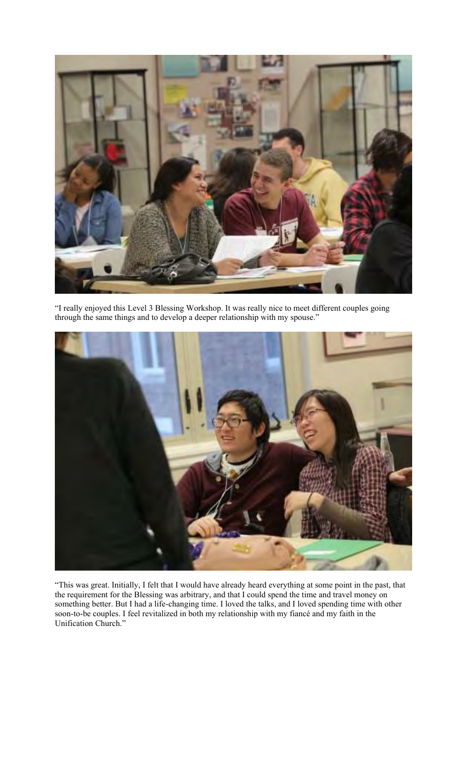"I really enjoyed this Level 3 Blessing Workshop. It was really nice to meet different couples going through the same things and to develop a deeper relationship with my spouse."

"This was great. Initially, I felt that I would have already heard everything at some point in the past, that the requirement for the Blessing was arbitrary, and that I could spend the time and travel money on something better. But I had a life-changing time. I loved the talks, and I loved spending time with other soon-to-be couples. I feel revitalized in both my relationship with my fiancé and my faith in the Unification Church."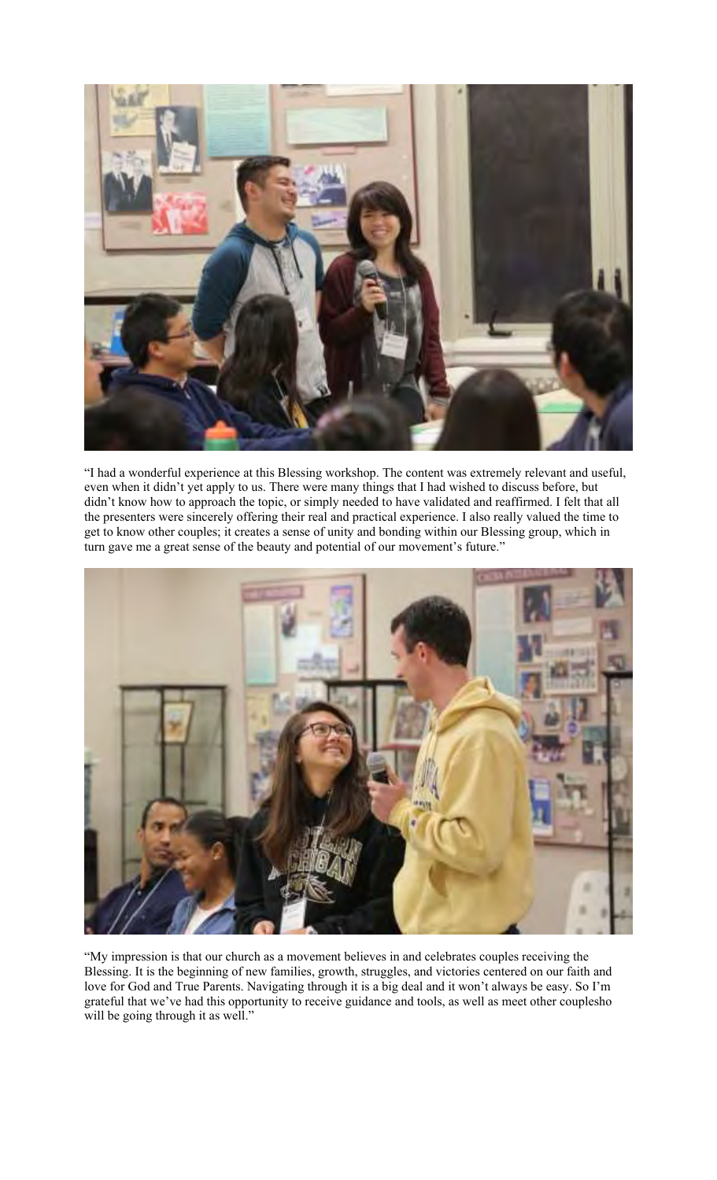"I had a wonderful experience at this Blessing workshop. The content was extremely relevant and useful, even when it didn't yet apply to us. There were many things that I had wished to discuss before, but didn't know how to approach the topic, or simply needed to have validated and reaffirmed. I felt that all the presenters were sincerely offering their real and practical experience. I also really valued the time to get to know other couples; it creates a sense of unity and bonding within our Blessing group, which in turn gave me a great sense of the beauty and potential of our movement's future."

"My impression is that our church as a movement believes in and celebrates couples receiving the Blessing. It is the beginning of new families, growth, struggles, and victories centered on our faith and love for God and True Parents. Navigating through it is a big deal and it won't always be easy. So I'm grateful that we've had this opportunity to receive guidance and tools, as well as meet other couplesho will be going through it as well."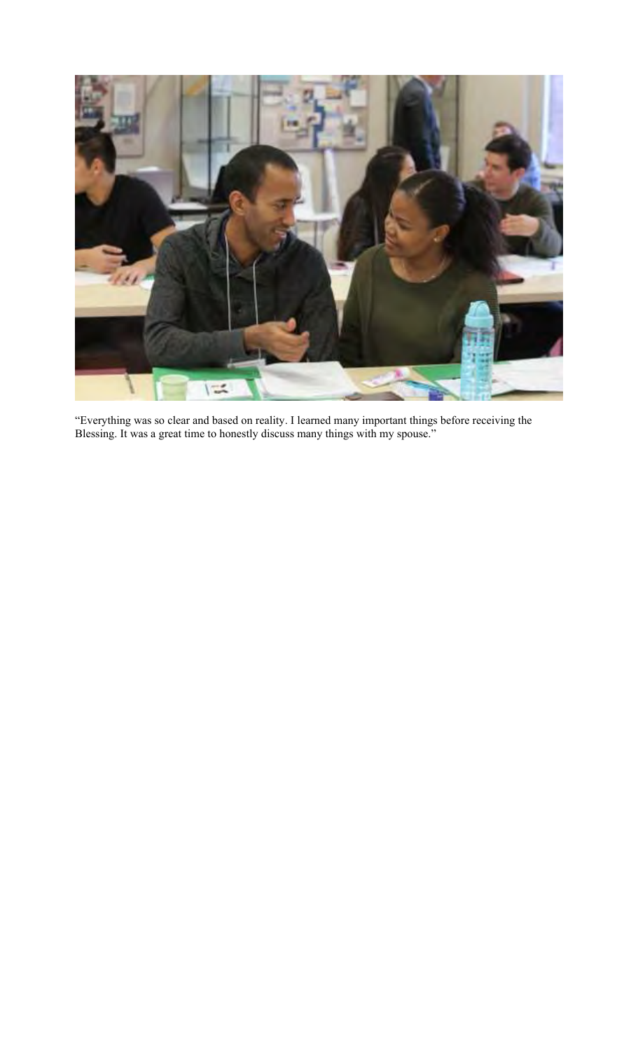“Everything was so clear and based on reality. I learned many important things before receiving the Blessing. It was a great time to honestly discuss many things with my spouse.”